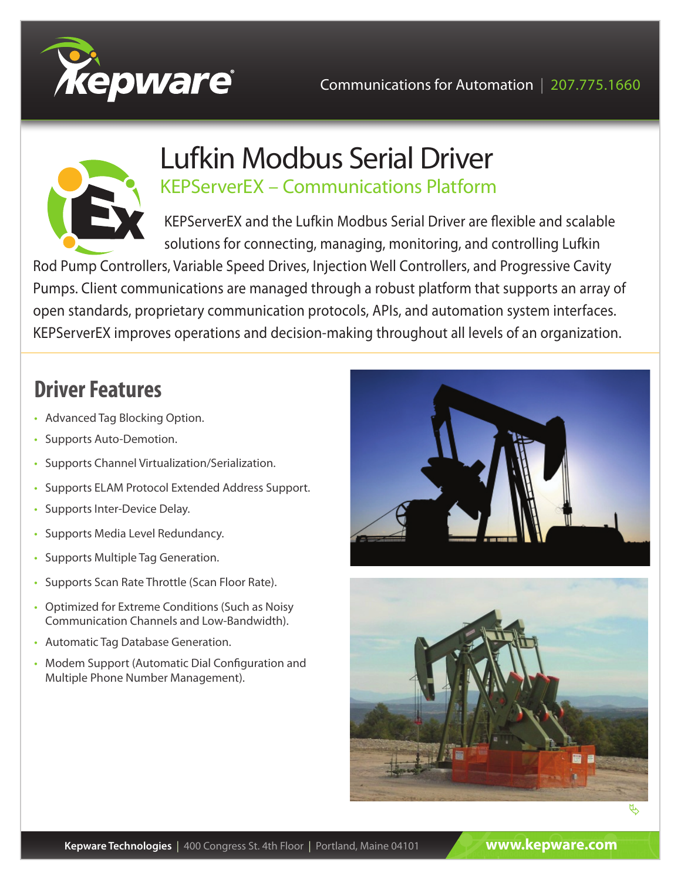Communications for Automation | 207.775.1660

# Lufkin Modbus Serial Driver

## KEPServerEX – Communications Platform

KEPServerEX and the Lufkin Modbus Serial Driver are flexible and scalable solutions for connecting, managing, monitoring, and controlling Lufkin Rod Pump Controllers, Variable Speed Drives, Injection Well Controllers, and Progressive Cavity Pumps. Client communications are managed through a robust platform that supports an array of open standards, proprietary communication protocols, APIs, and automation system interfaces. KEPServerEX improves operations and decision-making throughout all levels of an organization.

## Driver Features

- Advanced Tag Blocking Option.
- Supports Auto-Demotion.
- Supports Channel Virtualization/Serialization.
- Supports ELAM Protocol Extended Address Support.
- Supports Inter-Device Delay.
- Supports Media Level Redundancy.
- Supports Multiple Tag Generation.
- Supports Scan Rate Throttle (Scan Floor Rate).
- Optimized for Extreme Conditions (Such as Noisy Communication Channels and Low-Bandwidth).
- Automatic Tag Database Generation.
- Modem Support (Automatic Dial Configuration and Multiple Phone Number Management).

**Kepware Technologies** | 400 Congress St. 4th Floor | Portland, Maine 04101 **www.kepware.com**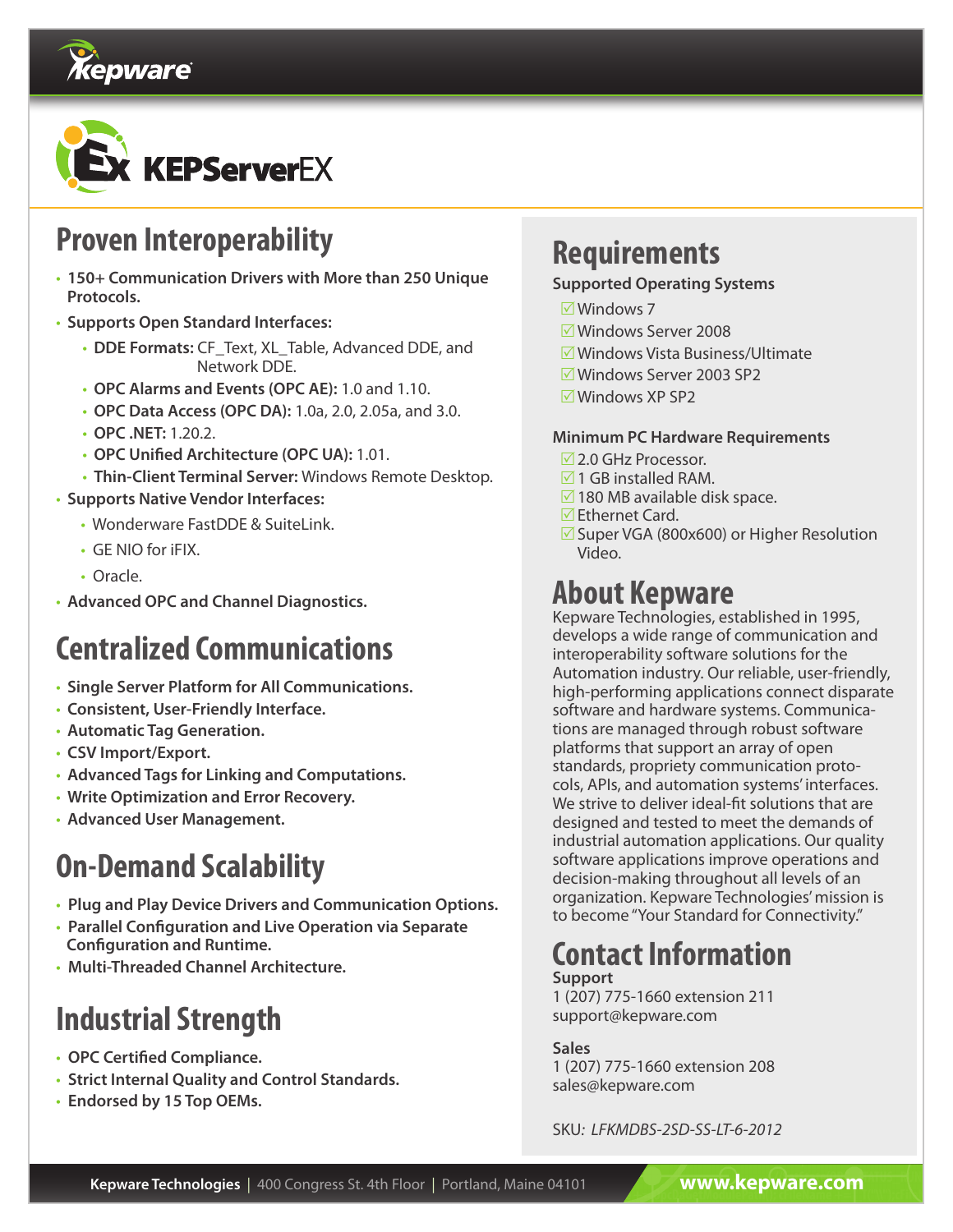Kepware

# KEPServerEX

## Proven Interoperability

- **150+ Communication Drivers with More than 250 Unique Protocols.**
- **Supports Open Standard Interfaces:**
  - **DDE Formats:** CF_Text, XL_Table, Advanced DDE, and Network DDE.
  - **OPC Alarms and Events (OPC AE):** 1.0 and 1.10.
  - **OPC Data Access (OPC DA):** 1.0a, 2.0, 2.05a, and 3.0.
  - **OPC .NET:** 1.20.2.
  - **OPC Unified Architecture (OPC UA):** 1.01.
  - **Thin-Client Terminal Server:** Windows Remote Desktop.
- **Supports Native Vendor Interfaces:**
  - Wonderware FastDDE & SuiteLink.
  - GE NIO for iFIX.
  - Oracle.
- **Advanced OPC and Channel Diagnostics.**

## Centralized Communications

- **Single Server Platform for All Communications.**
- **Consistent, User-Friendly Interface.**
- **Automatic Tag Generation.**
- **CSV Import/Export.**
- **Advanced Tags for Linking and Computations.**
- **Write Optimization and Error Recovery.**
- **Advanced User Management.**

## On-Demand Scalability

- **Plug and Play Device Drivers and Communication Options.**
- **Parallel Configuration and Live Operation via Separate Configuration and Runtime.**
- **Multi-Threaded Channel Architecture.**

## Industrial Strength

- **OPC Certified Compliance.**
- **Strict Internal Quality and Control Standards.**
- **Endorsed by 15 Top OEMs.**

## Requirements

**Supported Operating Systems**

- ☑ Windows 7
- ☑ Windows Server 2008
- ☑ Windows Vista Business/Ultimate
- ☑ Windows Server 2003 SP2
- ☑ Windows XP SP2

**Minimum PC Hardware Requirements**

- ☑ 2.0 GHz Processor.
- ☑ 1 GB installed RAM.
- ☑ 180 MB available disk space.
- ☑ Ethernet Card.
- ☑ Super VGA (800x600) or Higher Resolution Video.

## About Kepware

Kepware Technologies, established in 1995, develops a wide range of communication and interoperability software solutions for the Automation industry. Our reliable, user-friendly, high-performing applications connect disparate software and hardware systems. Communications are managed through robust software platforms that support an array of open standards, propriety communication protocols, APIs, and automation systems' interfaces. We strive to deliver ideal-fit solutions that are designed and tested to meet the demands of industrial automation applications. Our quality software applications improve operations and decision-making throughout all levels of an organization. Kepware Technologies' mission is to become "Your Standard for Connectivity."

## Contact Information

**Support**
1 (207) 775-1660 extension 211
support@kepware.com

**Sales**
1 (207) 775-1660 extension 208
sales@kepware.com

SKU*: LFKMDBS-2SD-SS-LT-6-2012*

**Kepware Technologies** | 400 Congress St. 4th Floor | Portland, Maine 04101 **www.kepware.com**